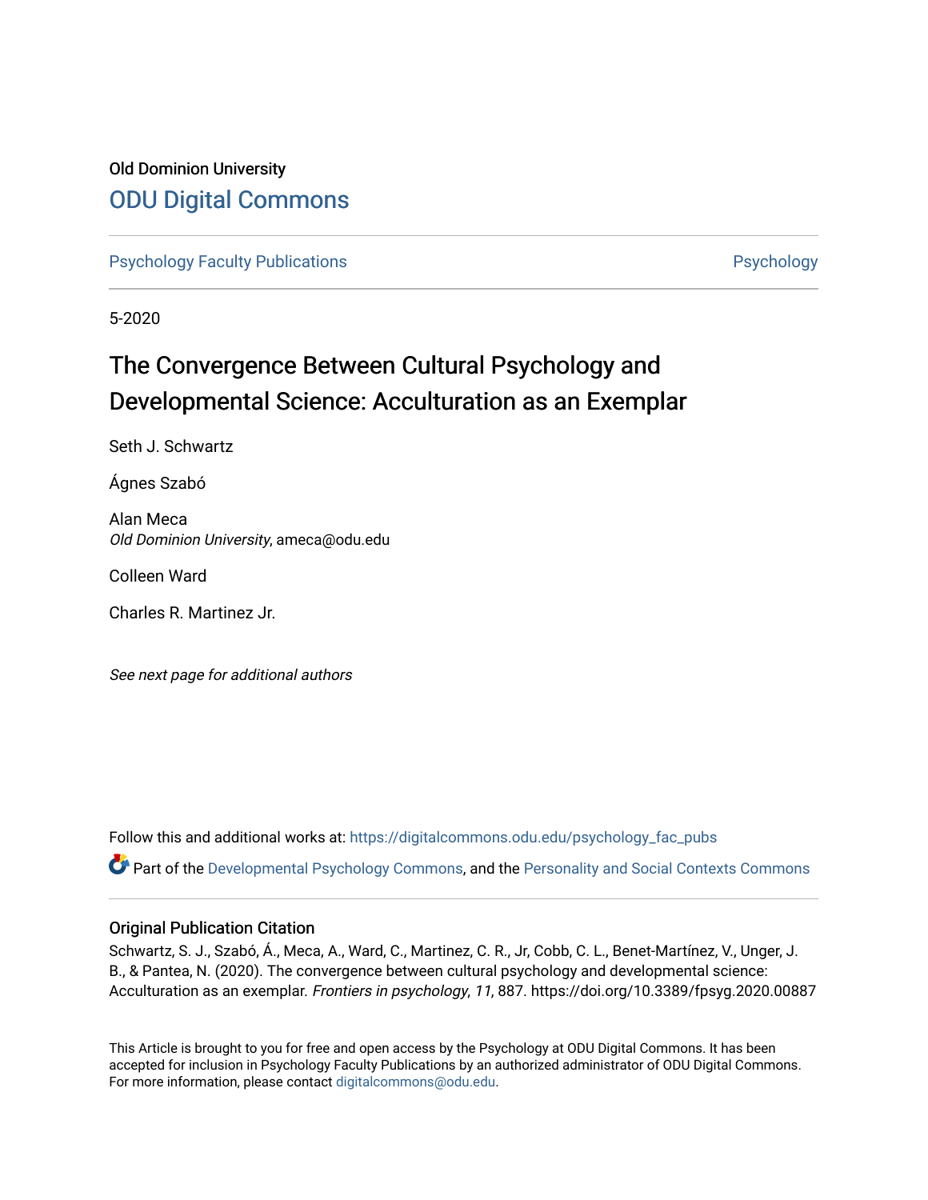Old Dominion University

# ODU Digital Commons

Psychology Faculty Publications | Psychology

5-2020

# The Convergence Between Cultural Psychology and Developmental Science: Acculturation as an Exemplar

Seth J. Schwartz

Ágnes Szabó

Alan Meca
*Old Dominion University*, ameca@odu.edu

Colleen Ward

Charles R. Martinez Jr.

*See next page for additional authors*

Follow this and additional works at: https://digitalcommons.odu.edu/psychology_fac_pubs

Part of the Developmental Psychology Commons, and the Personality and Social Contexts Commons

## Original Publication Citation

Schwartz, S. J., Szabó, Á., Meca, A., Ward, C., Martinez, C. R., Jr, Cobb, C. L., Benet-Martínez, V., Unger, J. B., & Pantea, N. (2020). The convergence between cultural psychology and developmental science: Acculturation as an exemplar. *Frontiers in psychology*, *11*, 887. https://doi.org/10.3389/fpsyg.2020.00887

This Article is brought to you for free and open access by the Psychology at ODU Digital Commons. It has been accepted for inclusion in Psychology Faculty Publications by an authorized administrator of ODU Digital Commons. For more information, please contact digitalcommons@odu.edu.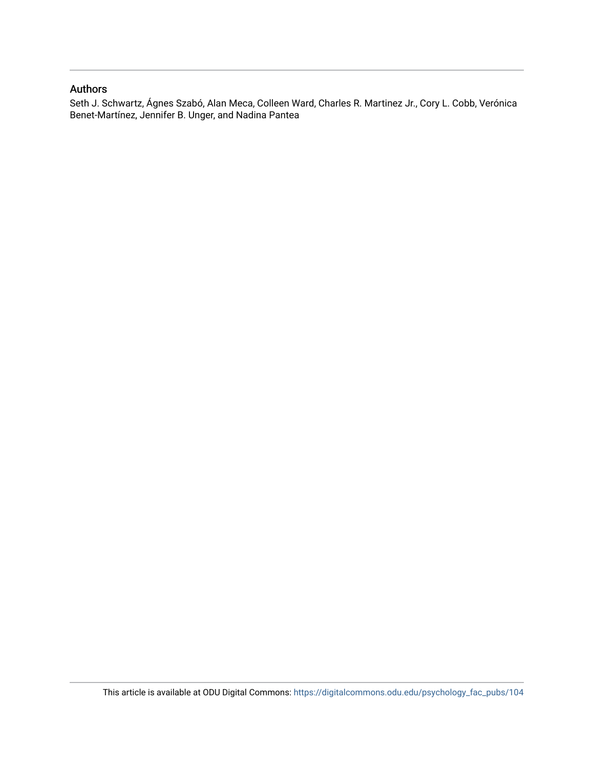## Authors

Seth J. Schwartz, Ágnes Szabó, Alan Meca, Colleen Ward, Charles R. Martinez Jr., Cory L. Cobb, Verónica Benet-Martínez, Jennifer B. Unger, and Nadina Pantea

This article is available at ODU Digital Commons: https://digitalcommons.odu.edu/psychology_fac_pubs/104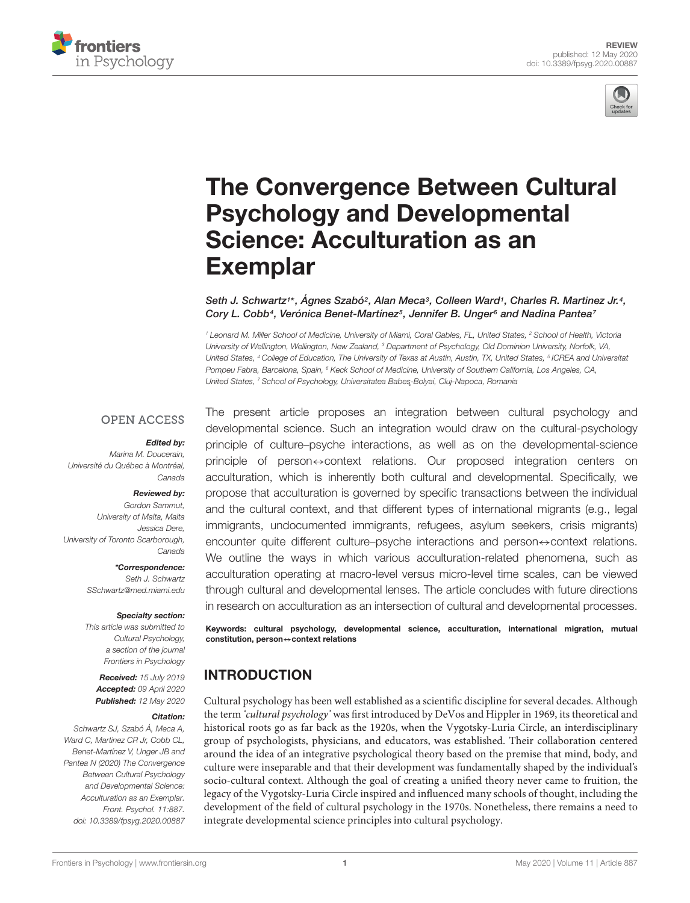# The Convergence Between Cultural Psychology and Developmental Science: Acculturation as an Exemplar

*Seth J. Schwartz[1]\*, Ágnes Szabó[2], Alan Meca[3], Colleen Ward[1], Charles R. Martinez Jr.[4], Cory L. Cobb[4], Verónica Benet-Martínez[5], Jennifer B. Unger[6] and Nadina Pantea[7]*

[1] Leonard M. Miller School of Medicine, University of Miami, Coral Gables, FL, United States, [2] School of Health, Victoria University of Wellington, Wellington, New Zealand, [3] Department of Psychology, Old Dominion University, Norfolk, VA, United States, [4] College of Education, The University of Texas at Austin, Austin, TX, United States, [5] ICREA and Universitat Pompeu Fabra, Barcelona, Spain, [6] Keck School of Medicine, University of Southern California, Los Angeles, CA, United States, [7] School of Psychology, Universitatea Babeş-Bolyai, Cluj-Napoca, Romania

OPEN ACCESS

***Edited by:***
Marina M. Doucerain,
Université du Québec à Montréal,
Canada

***Reviewed by:***
Gordon Sammut,
University of Malta, Malta
Jessica Dere,
University of Toronto Scarborough,
Canada

***\*Correspondence:***
Seth J. Schwartz
SSchwartz@med.miami.edu

***Specialty section:***
This article was submitted to
Cultural Psychology,
a section of the journal
Frontiers in Psychology

***Received:*** 15 July 2019
***Accepted:*** 09 April 2020
***Published:*** 12 May 2020

***Citation:***
Schwartz SJ, Szabó Á, Meca A,
Ward C, Martinez CR Jr, Cobb CL,
Benet-Martínez V, Unger JB and
Pantea N (2020) The Convergence
Between Cultural Psychology
and Developmental Science:
Acculturation as an Exemplar.
Front. Psychol. 11:887.
doi: 10.3389/fpsyg.2020.00887

The present article proposes an integration between cultural psychology and developmental science. Such an integration would draw on the cultural-psychology principle of culture–psyche interactions, as well as on the developmental-science principle of person↔context relations. Our proposed integration centers on acculturation, which is inherently both cultural and developmental. Specifically, we propose that acculturation is governed by specific transactions between the individual and the cultural context, and that different types of international migrants (e.g., legal immigrants, undocumented immigrants, refugees, asylum seekers, crisis migrants) encounter quite different culture–psyche interactions and person↔context relations. We outline the ways in which various acculturation-related phenomena, such as acculturation operating at macro-level versus micro-level time scales, can be viewed through cultural and developmental lenses. The article concludes with future directions in research on acculturation as an intersection of cultural and developmental processes.

**Keywords: cultural psychology, developmental science, acculturation, international migration, mutual constitution, person↔context relations**

## INTRODUCTION

Cultural psychology has been well established as a scientific discipline for several decades. Although the term *'cultural psychology'* was first introduced by DeVos and Hippler in 1969, its theoretical and historical roots go as far back as the 1920s, when the Vygotsky-Luria Circle, an interdisciplinary group of psychologists, physicians, and educators, was established. Their collaboration centered around the idea of an integrative psychological theory based on the premise that mind, body, and culture were inseparable and that their development was fundamentally shaped by the individual's socio-cultural context. Although the goal of creating a unified theory never came to fruition, the legacy of the Vygotsky-Luria Circle inspired and influenced many schools of thought, including the development of the field of cultural psychology in the 1970s. Nonetheless, there remains a need to integrate developmental science principles into cultural psychology.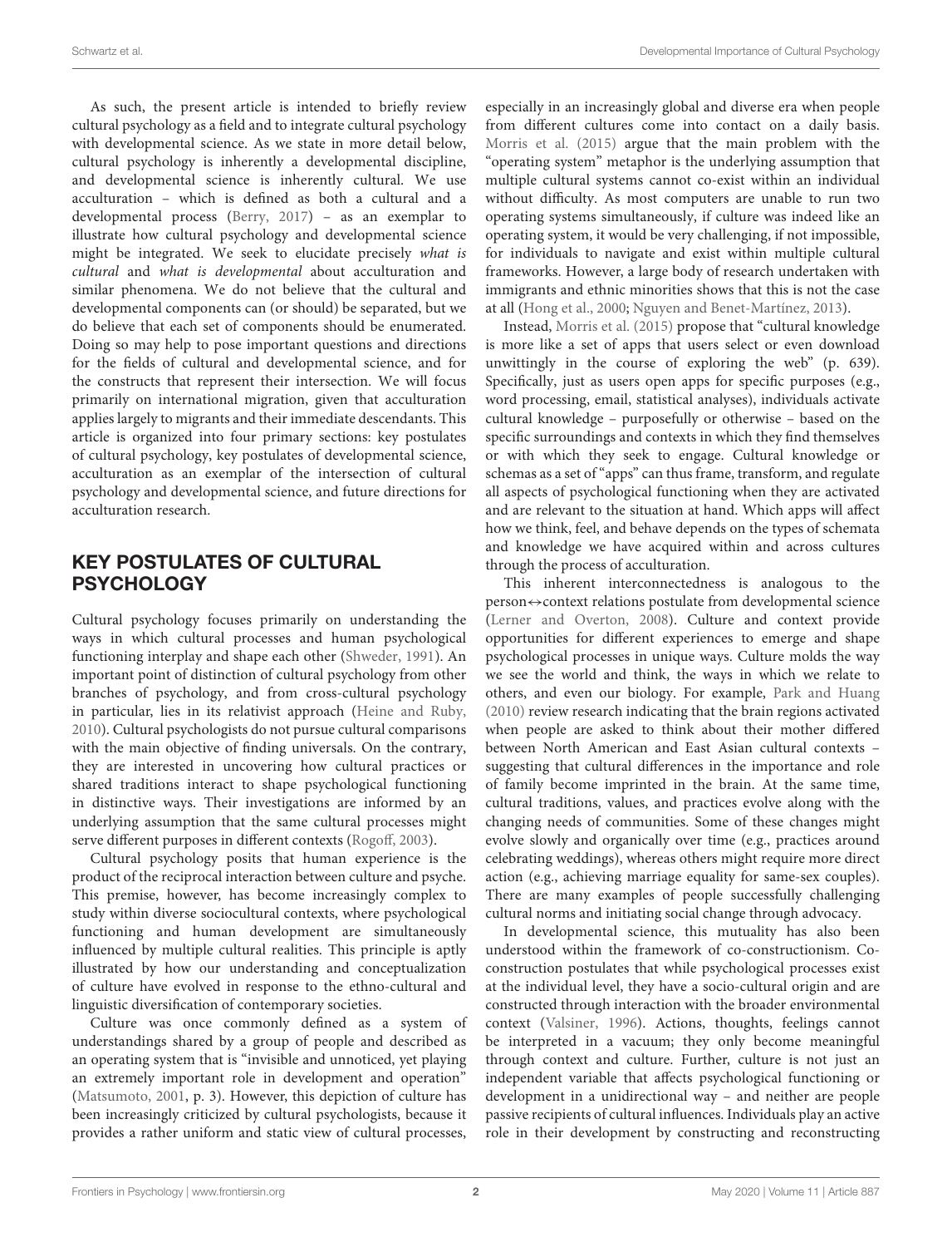As such, the present article is intended to briefly review cultural psychology as a field and to integrate cultural psychology with developmental science. As we state in more detail below, cultural psychology is inherently a developmental discipline, and developmental science is inherently cultural. We use acculturation – which is defined as both a cultural and a developmental process (Berry, 2017) – as an exemplar to illustrate how cultural psychology and developmental science might be integrated. We seek to elucidate precisely *what is cultural* and *what is developmental* about acculturation and similar phenomena. We do not believe that the cultural and developmental components can (or should) be separated, but we do believe that each set of components should be enumerated. Doing so may help to pose important questions and directions for the fields of cultural and developmental science, and for the constructs that represent their intersection. We will focus primarily on international migration, given that acculturation applies largely to migrants and their immediate descendants. This article is organized into four primary sections: key postulates of cultural psychology, key postulates of developmental science, acculturation as an exemplar of the intersection of cultural psychology and developmental science, and future directions for acculturation research.

## KEY POSTULATES OF CULTURAL PSYCHOLOGY

Cultural psychology focuses primarily on understanding the ways in which cultural processes and human psychological functioning interplay and shape each other (Shweder, 1991). An important point of distinction of cultural psychology from other branches of psychology, and from cross-cultural psychology in particular, lies in its relativist approach (Heine and Ruby, 2010). Cultural psychologists do not pursue cultural comparisons with the main objective of finding universals. On the contrary, they are interested in uncovering how cultural practices or shared traditions interact to shape psychological functioning in distinctive ways. Their investigations are informed by an underlying assumption that the same cultural processes might serve different purposes in different contexts (Rogoff, 2003).

Cultural psychology posits that human experience is the product of the reciprocal interaction between culture and psyche. This premise, however, has become increasingly complex to study within diverse sociocultural contexts, where psychological functioning and human development are simultaneously influenced by multiple cultural realities. This principle is aptly illustrated by how our understanding and conceptualization of culture have evolved in response to the ethno-cultural and linguistic diversification of contemporary societies.

Culture was once commonly defined as a system of understandings shared by a group of people and described as an operating system that is "invisible and unnoticed, yet playing an extremely important role in development and operation" (Matsumoto, 2001, p. 3). However, this depiction of culture has been increasingly criticized by cultural psychologists, because it provides a rather uniform and static view of cultural processes, especially in an increasingly global and diverse era when people from different cultures come into contact on a daily basis. Morris et al. (2015) argue that the main problem with the "operating system" metaphor is the underlying assumption that multiple cultural systems cannot co-exist within an individual without difficulty. As most computers are unable to run two operating systems simultaneously, if culture was indeed like an operating system, it would be very challenging, if not impossible, for individuals to navigate and exist within multiple cultural frameworks. However, a large body of research undertaken with immigrants and ethnic minorities shows that this is not the case at all (Hong et al., 2000; Nguyen and Benet-Martínez, 2013).

Instead, Morris et al. (2015) propose that "cultural knowledge is more like a set of apps that users select or even download unwittingly in the course of exploring the web" (p. 639). Specifically, just as users open apps for specific purposes (e.g., word processing, email, statistical analyses), individuals activate cultural knowledge – purposefully or otherwise – based on the specific surroundings and contexts in which they find themselves or with which they seek to engage. Cultural knowledge or schemas as a set of "apps" can thus frame, transform, and regulate all aspects of psychological functioning when they are activated and are relevant to the situation at hand. Which apps will affect how we think, feel, and behave depends on the types of schemata and knowledge we have acquired within and across cultures through the process of acculturation.

This inherent interconnectedness is analogous to the person↔context relations postulate from developmental science (Lerner and Overton, 2008). Culture and context provide opportunities for different experiences to emerge and shape psychological processes in unique ways. Culture molds the way we see the world and think, the ways in which we relate to others, and even our biology. For example, Park and Huang (2010) review research indicating that the brain regions activated when people are asked to think about their mother differed between North American and East Asian cultural contexts – suggesting that cultural differences in the importance and role of family become imprinted in the brain. At the same time, cultural traditions, values, and practices evolve along with the changing needs of communities. Some of these changes might evolve slowly and organically over time (e.g., practices around celebrating weddings), whereas others might require more direct action (e.g., achieving marriage equality for same-sex couples). There are many examples of people successfully challenging cultural norms and initiating social change through advocacy.

In developmental science, this mutuality has also been understood within the framework of co-constructionism. Co-construction postulates that while psychological processes exist at the individual level, they have a socio-cultural origin and are constructed through interaction with the broader environmental context (Valsiner, 1996). Actions, thoughts, feelings cannot be interpreted in a vacuum; they only become meaningful through context and culture. Further, culture is not just an independent variable that affects psychological functioning or development in a unidirectional way – and neither are people passive recipients of cultural influences. Individuals play an active role in their development by constructing and reconstructing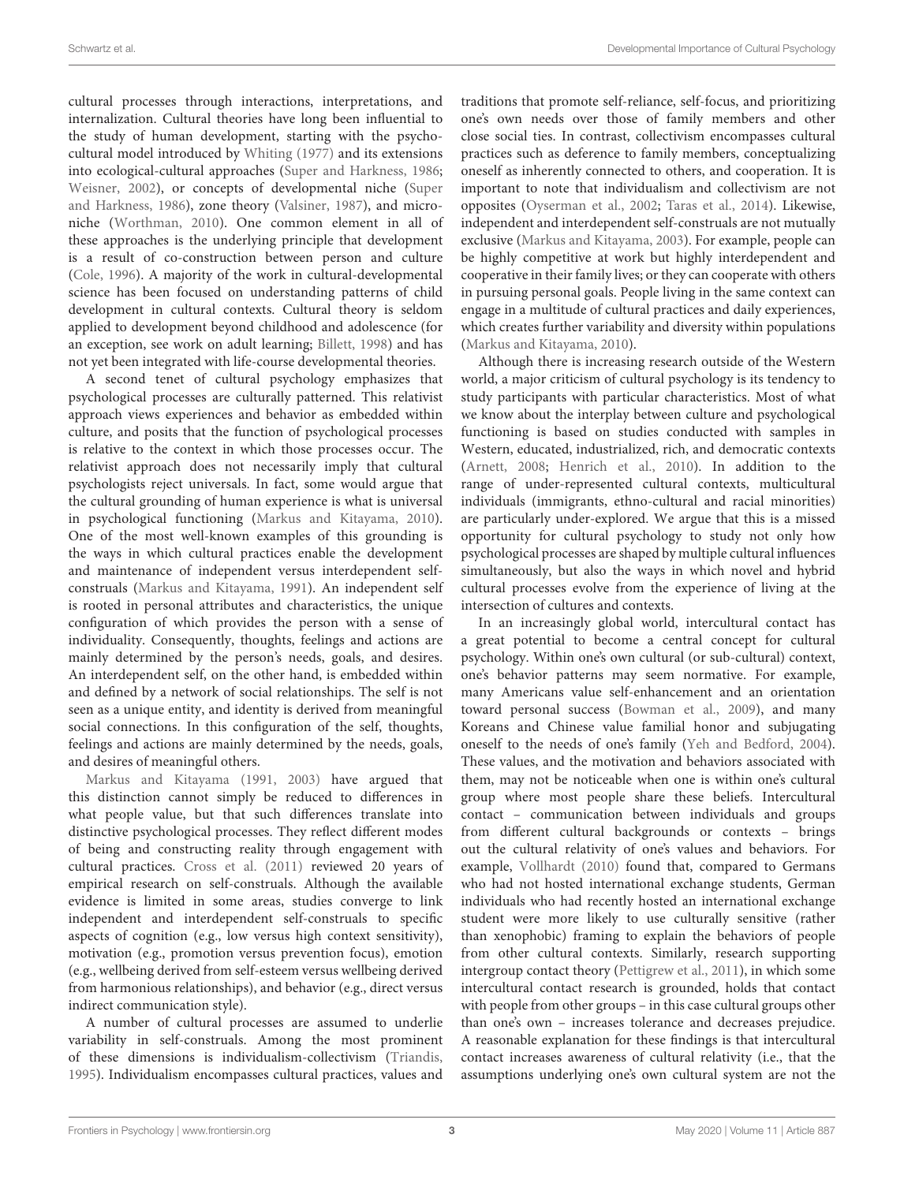cultural processes through interactions, interpretations, and internalization. Cultural theories have long been influential to the study of human development, starting with the psychocultural model introduced by Whiting (1977) and its extensions into ecological-cultural approaches (Super and Harkness, 1986; Weisner, 2002), or concepts of developmental niche (Super and Harkness, 1986), zone theory (Valsiner, 1987), and micro-niche (Worthman, 2010). One common element in all of these approaches is the underlying principle that development is a result of co-construction between person and culture (Cole, 1996). A majority of the work in cultural-developmental science has been focused on understanding patterns of child development in cultural contexts. Cultural theory is seldom applied to development beyond childhood and adolescence (for an exception, see work on adult learning; Billett, 1998) and has not yet been integrated with life-course developmental theories.

A second tenet of cultural psychology emphasizes that psychological processes are culturally patterned. This relativist approach views experiences and behavior as embedded within culture, and posits that the function of psychological processes is relative to the context in which those processes occur. The relativist approach does not necessarily imply that cultural psychologists reject universals. In fact, some would argue that the cultural grounding of human experience is what is universal in psychological functioning (Markus and Kitayama, 2010). One of the most well-known examples of this grounding is the ways in which cultural practices enable the development and maintenance of independent versus interdependent self-construals (Markus and Kitayama, 1991). An independent self is rooted in personal attributes and characteristics, the unique configuration of which provides the person with a sense of individuality. Consequently, thoughts, feelings and actions are mainly determined by the person's needs, goals, and desires. An interdependent self, on the other hand, is embedded within and defined by a network of social relationships. The self is not seen as a unique entity, and identity is derived from meaningful social connections. In this configuration of the self, thoughts, feelings and actions are mainly determined by the needs, goals, and desires of meaningful others.

Markus and Kitayama (1991, 2003) have argued that this distinction cannot simply be reduced to differences in what people value, but that such differences translate into distinctive psychological processes. They reflect different modes of being and constructing reality through engagement with cultural practices. Cross et al. (2011) reviewed 20 years of empirical research on self-construals. Although the available evidence is limited in some areas, studies converge to link independent and interdependent self-construals to specific aspects of cognition (e.g., low versus high context sensitivity), motivation (e.g., promotion versus prevention focus), emotion (e.g., wellbeing derived from self-esteem versus wellbeing derived from harmonious relationships), and behavior (e.g., direct versus indirect communication style).

A number of cultural processes are assumed to underlie variability in self-construals. Among the most prominent of these dimensions is individualism-collectivism (Triandis, 1995). Individualism encompasses cultural practices, values and traditions that promote self-reliance, self-focus, and prioritizing one's own needs over those of family members and other close social ties. In contrast, collectivism encompasses cultural practices such as deference to family members, conceptualizing oneself as inherently connected to others, and cooperation. It is important to note that individualism and collectivism are not opposites (Oyserman et al., 2002; Taras et al., 2014). Likewise, independent and interdependent self-construals are not mutually exclusive (Markus and Kitayama, 2003). For example, people can be highly competitive at work but highly interdependent and cooperative in their family lives; or they can cooperate with others in pursuing personal goals. People living in the same context can engage in a multitude of cultural practices and daily experiences, which creates further variability and diversity within populations (Markus and Kitayama, 2010).

Although there is increasing research outside of the Western world, a major criticism of cultural psychology is its tendency to study participants with particular characteristics. Most of what we know about the interplay between culture and psychological functioning is based on studies conducted with samples in Western, educated, industrialized, rich, and democratic contexts (Arnett, 2008; Henrich et al., 2010). In addition to the range of under-represented cultural contexts, multicultural individuals (immigrants, ethno-cultural and racial minorities) are particularly under-explored. We argue that this is a missed opportunity for cultural psychology to study not only how psychological processes are shaped by multiple cultural influences simultaneously, but also the ways in which novel and hybrid cultural processes evolve from the experience of living at the intersection of cultures and contexts.

In an increasingly global world, intercultural contact has a great potential to become a central concept for cultural psychology. Within one's own cultural (or sub-cultural) context, one's behavior patterns may seem normative. For example, many Americans value self-enhancement and an orientation toward personal success (Bowman et al., 2009), and many Koreans and Chinese value familial honor and subjugating oneself to the needs of one's family (Yeh and Bedford, 2004). These values, and the motivation and behaviors associated with them, may not be noticeable when one is within one's cultural group where most people share these beliefs. Intercultural contact – communication between individuals and groups from different cultural backgrounds or contexts – brings out the cultural relativity of one's values and behaviors. For example, Vollhardt (2010) found that, compared to Germans who had not hosted international exchange students, German individuals who had recently hosted an international exchange student were more likely to use culturally sensitive (rather than xenophobic) framing to explain the behaviors of people from other cultural contexts. Similarly, research supporting intergroup contact theory (Pettigrew et al., 2011), in which some intercultural contact research is grounded, holds that contact with people from other groups – in this case cultural groups other than one's own – increases tolerance and decreases prejudice. A reasonable explanation for these findings is that intercultural contact increases awareness of cultural relativity (i.e., that the assumptions underlying one's own cultural system are not the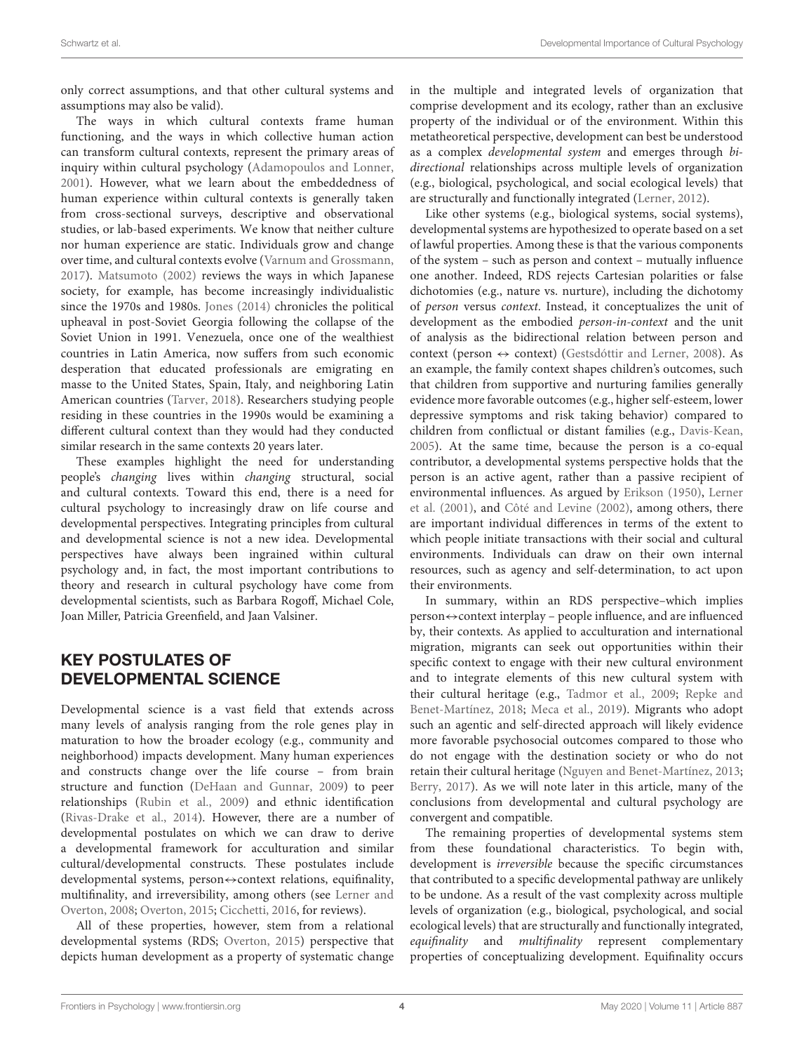only correct assumptions, and that other cultural systems and assumptions may also be valid).

The ways in which cultural contexts frame human functioning, and the ways in which collective human action can transform cultural contexts, represent the primary areas of inquiry within cultural psychology (Adamopoulos and Lonner, 2001). However, what we learn about the embeddedness of human experience within cultural contexts is generally taken from cross-sectional surveys, descriptive and observational studies, or lab-based experiments. We know that neither culture nor human experience are static. Individuals grow and change over time, and cultural contexts evolve (Varnum and Grossmann, 2017). Matsumoto (2002) reviews the ways in which Japanese society, for example, has become increasingly individualistic since the 1970s and 1980s. Jones (2014) chronicles the political upheaval in post-Soviet Georgia following the collapse of the Soviet Union in 1991. Venezuela, once one of the wealthiest countries in Latin America, now suffers from such economic desperation that educated professionals are emigrating en masse to the United States, Spain, Italy, and neighboring Latin American countries (Tarver, 2018). Researchers studying people residing in these countries in the 1990s would be examining a different cultural context than they would had they conducted similar research in the same contexts 20 years later.

These examples highlight the need for understanding people's *changing* lives within *changing* structural, social and cultural contexts. Toward this end, there is a need for cultural psychology to increasingly draw on life course and developmental perspectives. Integrating principles from cultural and developmental science is not a new idea. Developmental perspectives have always been ingrained within cultural psychology and, in fact, the most important contributions to theory and research in cultural psychology have come from developmental scientists, such as Barbara Rogoff, Michael Cole, Joan Miller, Patricia Greenfield, and Jaan Valsiner.

## KEY POSTULATES OF DEVELOPMENTAL SCIENCE

Developmental science is a vast field that extends across many levels of analysis ranging from the role genes play in maturation to how the broader ecology (e.g., community and neighborhood) impacts development. Many human experiences and constructs change over the life course – from brain structure and function (DeHaan and Gunnar, 2009) to peer relationships (Rubin et al., 2009) and ethnic identification (Rivas-Drake et al., 2014). However, there are a number of developmental postulates on which we can draw to derive a developmental framework for acculturation and similar cultural/developmental constructs. These postulates include developmental systems, person↔context relations, equifinality, multifinality, and irreversibility, among others (see Lerner and Overton, 2008; Overton, 2015; Cicchetti, 2016, for reviews).

All of these properties, however, stem from a relational developmental systems (RDS; Overton, 2015) perspective that depicts human development as a property of systematic change in the multiple and integrated levels of organization that comprise development and its ecology, rather than an exclusive property of the individual or of the environment. Within this metatheoretical perspective, development can best be understood as a complex *developmental system* and emerges through *bi-directional* relationships across multiple levels of organization (e.g., biological, psychological, and social ecological levels) that are structurally and functionally integrated (Lerner, 2012).

Like other systems (e.g., biological systems, social systems), developmental systems are hypothesized to operate based on a set of lawful properties. Among these is that the various components of the system – such as person and context – mutually influence one another. Indeed, RDS rejects Cartesian polarities or false dichotomies (e.g., nature vs. nurture), including the dichotomy of *person* versus *context*. Instead, it conceptualizes the unit of development as the embodied *person-in-context* and the unit of analysis as the bidirectional relation between person and context (person ↔ context) (Gestsdóttir and Lerner, 2008). As an example, the family context shapes children's outcomes, such that children from supportive and nurturing families generally evidence more favorable outcomes (e.g., higher self-esteem, lower depressive symptoms and risk taking behavior) compared to children from conflictual or distant families (e.g., Davis-Kean, 2005). At the same time, because the person is a co-equal contributor, a developmental systems perspective holds that the person is an active agent, rather than a passive recipient of environmental influences. As argued by Erikson (1950), Lerner et al. (2001), and Côté and Levine (2002), among others, there are important individual differences in terms of the extent to which people initiate transactions with their social and cultural environments. Individuals can draw on their own internal resources, such as agency and self-determination, to act upon their environments.

In summary, within an RDS perspective–which implies person↔context interplay – people influence, and are influenced by, their contexts. As applied to acculturation and international migration, migrants can seek out opportunities within their specific context to engage with their new cultural environment and to integrate elements of this new cultural system with their cultural heritage (e.g., Tadmor et al., 2009; Repke and Benet-Martínez, 2018; Meca et al., 2019). Migrants who adopt such an agentic and self-directed approach will likely evidence more favorable psychosocial outcomes compared to those who do not engage with the destination society or who do not retain their cultural heritage (Nguyen and Benet-Martínez, 2013; Berry, 2017). As we will note later in this article, many of the conclusions from developmental and cultural psychology are convergent and compatible.

The remaining properties of developmental systems stem from these foundational characteristics. To begin with, development is *irreversible* because the specific circumstances that contributed to a specific developmental pathway are unlikely to be undone. As a result of the vast complexity across multiple levels of organization (e.g., biological, psychological, and social ecological levels) that are structurally and functionally integrated, *equifinality* and *multifinality* represent complementary properties of conceptualizing development. Equifinality occurs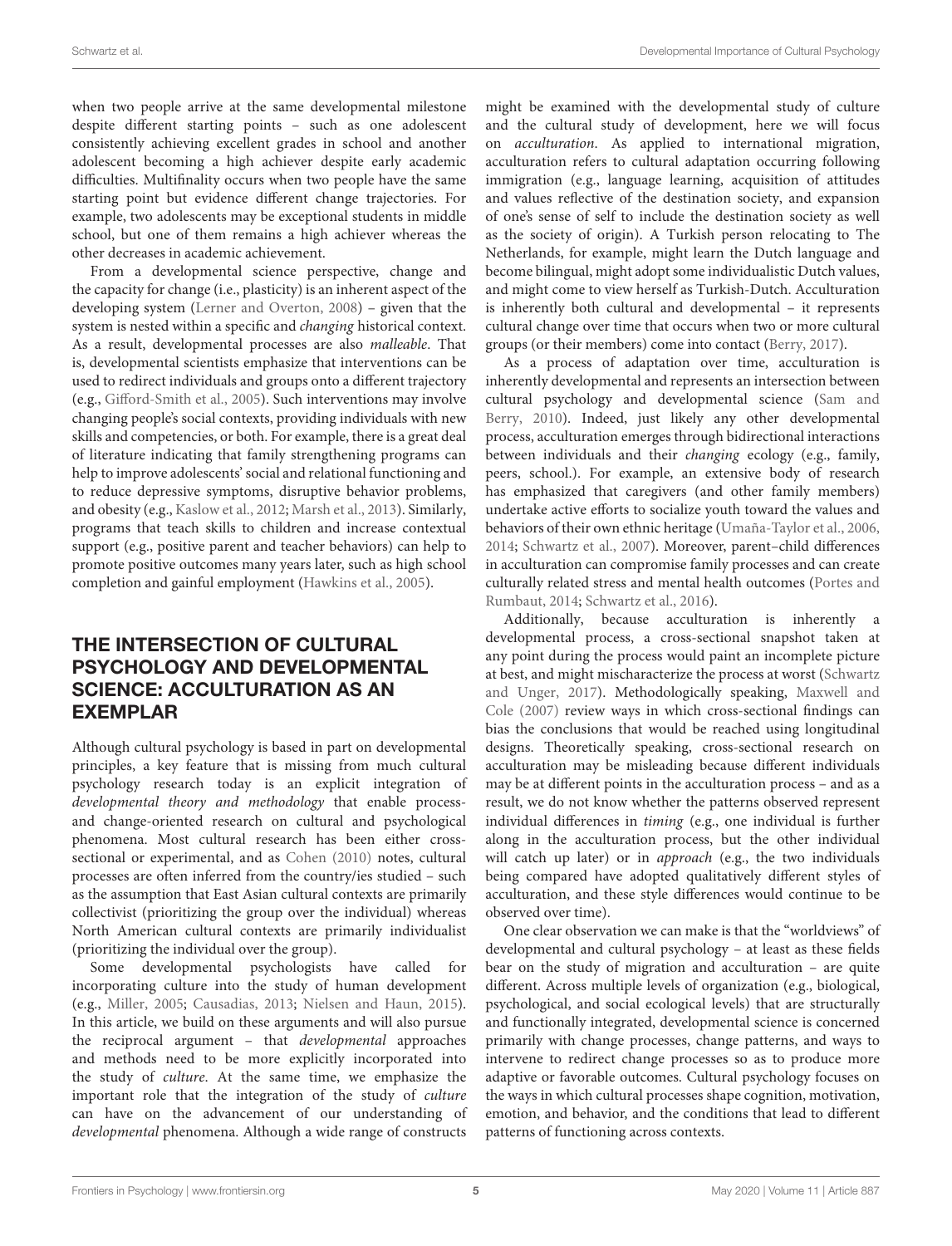when two people arrive at the same developmental milestone despite different starting points – such as one adolescent consistently achieving excellent grades in school and another adolescent becoming a high achiever despite early academic difficulties. Multifinality occurs when two people have the same starting point but evidence different change trajectories. For example, two adolescents may be exceptional students in middle school, but one of them remains a high achiever whereas the other decreases in academic achievement.

From a developmental science perspective, change and the capacity for change (i.e., plasticity) is an inherent aspect of the developing system (Lerner and Overton, 2008) – given that the system is nested within a specific and *changing* historical context. As a result, developmental processes are also *malleable*. That is, developmental scientists emphasize that interventions can be used to redirect individuals and groups onto a different trajectory (e.g., Gifford-Smith et al., 2005). Such interventions may involve changing people's social contexts, providing individuals with new skills and competencies, or both. For example, there is a great deal of literature indicating that family strengthening programs can help to improve adolescents' social and relational functioning and to reduce depressive symptoms, disruptive behavior problems, and obesity (e.g., Kaslow et al., 2012; Marsh et al., 2013). Similarly, programs that teach skills to children and increase contextual support (e.g., positive parent and teacher behaviors) can help to promote positive outcomes many years later, such as high school completion and gainful employment (Hawkins et al., 2005).

## THE INTERSECTION OF CULTURAL PSYCHOLOGY AND DEVELOPMENTAL SCIENCE: ACCULTURATION AS AN EXEMPLAR

Although cultural psychology is based in part on developmental principles, a key feature that is missing from much cultural psychology research today is an explicit integration of *developmental theory and methodology* that enable process- and change-oriented research on cultural and psychological phenomena. Most cultural research has been either cross-sectional or experimental, and as Cohen (2010) notes, cultural processes are often inferred from the country/ies studied – such as the assumption that East Asian cultural contexts are primarily collectivist (prioritizing the group over the individual) whereas North American cultural contexts are primarily individualist (prioritizing the individual over the group).

Some developmental psychologists have called for incorporating culture into the study of human development (e.g., Miller, 2005; Causadias, 2013; Nielsen and Haun, 2015). In this article, we build on these arguments and will also pursue the reciprocal argument – that *developmental* approaches and methods need to be more explicitly incorporated into the study of *culture*. At the same time, we emphasize the important role that the integration of the study of *culture* can have on the advancement of our understanding of *developmental* phenomena. Although a wide range of constructs might be examined with the developmental study of culture and the cultural study of development, here we will focus on *acculturation*. As applied to international migration, acculturation refers to cultural adaptation occurring following immigration (e.g., language learning, acquisition of attitudes and values reflective of the destination society, and expansion of one's sense of self to include the destination society as well as the society of origin). A Turkish person relocating to The Netherlands, for example, might learn the Dutch language and become bilingual, might adopt some individualistic Dutch values, and might come to view herself as Turkish-Dutch. Acculturation is inherently both cultural and developmental – it represents cultural change over time that occurs when two or more cultural groups (or their members) come into contact (Berry, 2017).

As a process of adaptation over time, acculturation is inherently developmental and represents an intersection between cultural psychology and developmental science (Sam and Berry, 2010). Indeed, just likely any other developmental process, acculturation emerges through bidirectional interactions between individuals and their *changing* ecology (e.g., family, peers, school.). For example, an extensive body of research has emphasized that caregivers (and other family members) undertake active efforts to socialize youth toward the values and behaviors of their own ethnic heritage (Umaña-Taylor et al., 2006, 2014; Schwartz et al., 2007). Moreover, parent–child differences in acculturation can compromise family processes and can create culturally related stress and mental health outcomes (Portes and Rumbaut, 2014; Schwartz et al., 2016).

Additionally, because acculturation is inherently a developmental process, a cross-sectional snapshot taken at any point during the process would paint an incomplete picture at best, and might mischaracterize the process at worst (Schwartz and Unger, 2017). Methodologically speaking, Maxwell and Cole (2007) review ways in which cross-sectional findings can bias the conclusions that would be reached using longitudinal designs. Theoretically speaking, cross-sectional research on acculturation may be misleading because different individuals may be at different points in the acculturation process – and as a result, we do not know whether the patterns observed represent individual differences in *timing* (e.g., one individual is further along in the acculturation process, but the other individual will catch up later) or in *approach* (e.g., the two individuals being compared have adopted qualitatively different styles of acculturation, and these style differences would continue to be observed over time).

One clear observation we can make is that the "worldviews" of developmental and cultural psychology – at least as these fields bear on the study of migration and acculturation – are quite different. Across multiple levels of organization (e.g., biological, psychological, and social ecological levels) that are structurally and functionally integrated, developmental science is concerned primarily with change processes, change patterns, and ways to intervene to redirect change processes so as to produce more adaptive or favorable outcomes. Cultural psychology focuses on the ways in which cultural processes shape cognition, motivation, emotion, and behavior, and the conditions that lead to different patterns of functioning across contexts.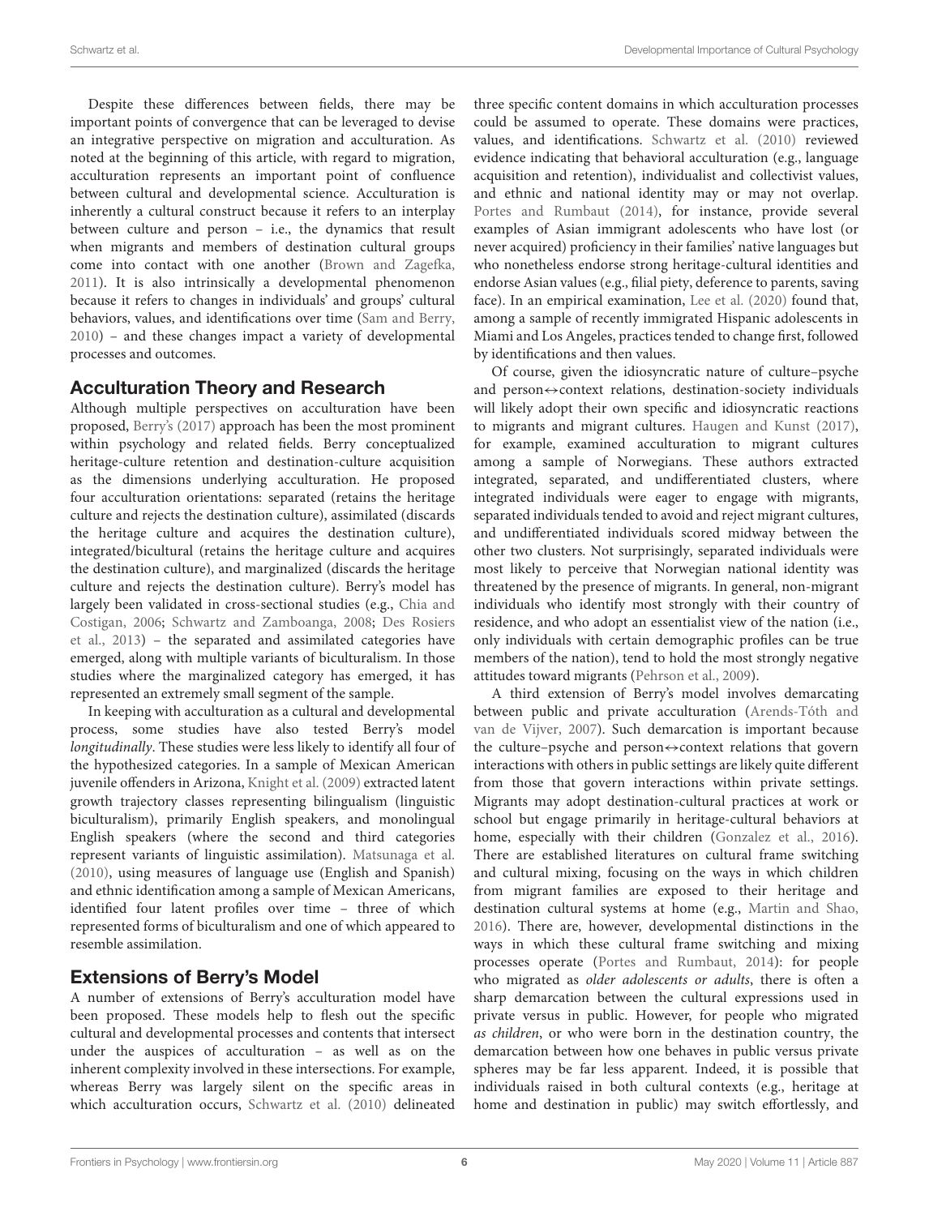Despite these differences between fields, there may be important points of convergence that can be leveraged to devise an integrative perspective on migration and acculturation. As noted at the beginning of this article, with regard to migration, acculturation represents an important point of confluence between cultural and developmental science. Acculturation is inherently a cultural construct because it refers to an interplay between culture and person – i.e., the dynamics that result when migrants and members of destination cultural groups come into contact with one another (Brown and Zagefka, 2011). It is also intrinsically a developmental phenomenon because it refers to changes in individuals' and groups' cultural behaviors, values, and identifications over time (Sam and Berry, 2010) – and these changes impact a variety of developmental processes and outcomes.

## Acculturation Theory and Research

Although multiple perspectives on acculturation have been proposed, Berry's (2017) approach has been the most prominent within psychology and related fields. Berry conceptualized heritage-culture retention and destination-culture acquisition as the dimensions underlying acculturation. He proposed four acculturation orientations: separated (retains the heritage culture and rejects the destination culture), assimilated (discards the heritage culture and acquires the destination culture), integrated/bicultural (retains the heritage culture and acquires the destination culture), and marginalized (discards the heritage culture and rejects the destination culture). Berry's model has largely been validated in cross-sectional studies (e.g., Chia and Costigan, 2006; Schwartz and Zamboanga, 2008; Des Rosiers et al., 2013) – the separated and assimilated categories have emerged, along with multiple variants of biculturalism. In those studies where the marginalized category has emerged, it has represented an extremely small segment of the sample.

In keeping with acculturation as a cultural and developmental process, some studies have also tested Berry's model *longitudinally*. These studies were less likely to identify all four of the hypothesized categories. In a sample of Mexican American juvenile offenders in Arizona, Knight et al. (2009) extracted latent growth trajectory classes representing bilingualism (linguistic biculturalism), primarily English speakers, and monolingual English speakers (where the second and third categories represent variants of linguistic assimilation). Matsunaga et al. (2010), using measures of language use (English and Spanish) and ethnic identification among a sample of Mexican Americans, identified four latent profiles over time – three of which represented forms of biculturalism and one of which appeared to resemble assimilation.

## Extensions of Berry's Model

A number of extensions of Berry's acculturation model have been proposed. These models help to flesh out the specific cultural and developmental processes and contents that intersect under the auspices of acculturation – as well as on the inherent complexity involved in these intersections. For example, whereas Berry was largely silent on the specific areas in which acculturation occurs, Schwartz et al. (2010) delineated three specific content domains in which acculturation processes could be assumed to operate. These domains were practices, values, and identifications. Schwartz et al. (2010) reviewed evidence indicating that behavioral acculturation (e.g., language acquisition and retention), individualist and collectivist values, and ethnic and national identity may or may not overlap. Portes and Rumbaut (2014), for instance, provide several examples of Asian immigrant adolescents who have lost (or never acquired) proficiency in their families' native languages but who nonetheless endorse strong heritage-cultural identities and endorse Asian values (e.g., filial piety, deference to parents, saving face). In an empirical examination, Lee et al. (2020) found that, among a sample of recently immigrated Hispanic adolescents in Miami and Los Angeles, practices tended to change first, followed by identifications and then values.

Of course, given the idiosyncratic nature of culture–psyche and person↔context relations, destination-society individuals will likely adopt their own specific and idiosyncratic reactions to migrants and migrant cultures. Haugen and Kunst (2017), for example, examined acculturation to migrant cultures among a sample of Norwegians. These authors extracted integrated, separated, and undifferentiated clusters, where integrated individuals were eager to engage with migrants, separated individuals tended to avoid and reject migrant cultures, and undifferentiated individuals scored midway between the other two clusters. Not surprisingly, separated individuals were most likely to perceive that Norwegian national identity was threatened by the presence of migrants. In general, non-migrant individuals who identify most strongly with their country of residence, and who adopt an essentialist view of the nation (i.e., only individuals with certain demographic profiles can be true members of the nation), tend to hold the most strongly negative attitudes toward migrants (Pehrson et al., 2009).

A third extension of Berry's model involves demarcating between public and private acculturation (Arends-Tóth and van de Vijver, 2007). Such demarcation is important because the culture–psyche and person↔context relations that govern interactions with others in public settings are likely quite different from those that govern interactions within private settings. Migrants may adopt destination-cultural practices at work or school but engage primarily in heritage-cultural behaviors at home, especially with their children (Gonzalez et al., 2016). There are established literatures on cultural frame switching and cultural mixing, focusing on the ways in which children from migrant families are exposed to their heritage and destination cultural systems at home (e.g., Martin and Shao, 2016). There are, however, developmental distinctions in the ways in which these cultural frame switching and mixing processes operate (Portes and Rumbaut, 2014): for people who migrated as *older adolescents or adults*, there is often a sharp demarcation between the cultural expressions used in private versus in public. However, for people who migrated *as children*, or who were born in the destination country, the demarcation between how one behaves in public versus private spheres may be far less apparent. Indeed, it is possible that individuals raised in both cultural contexts (e.g., heritage at home and destination in public) may switch effortlessly, and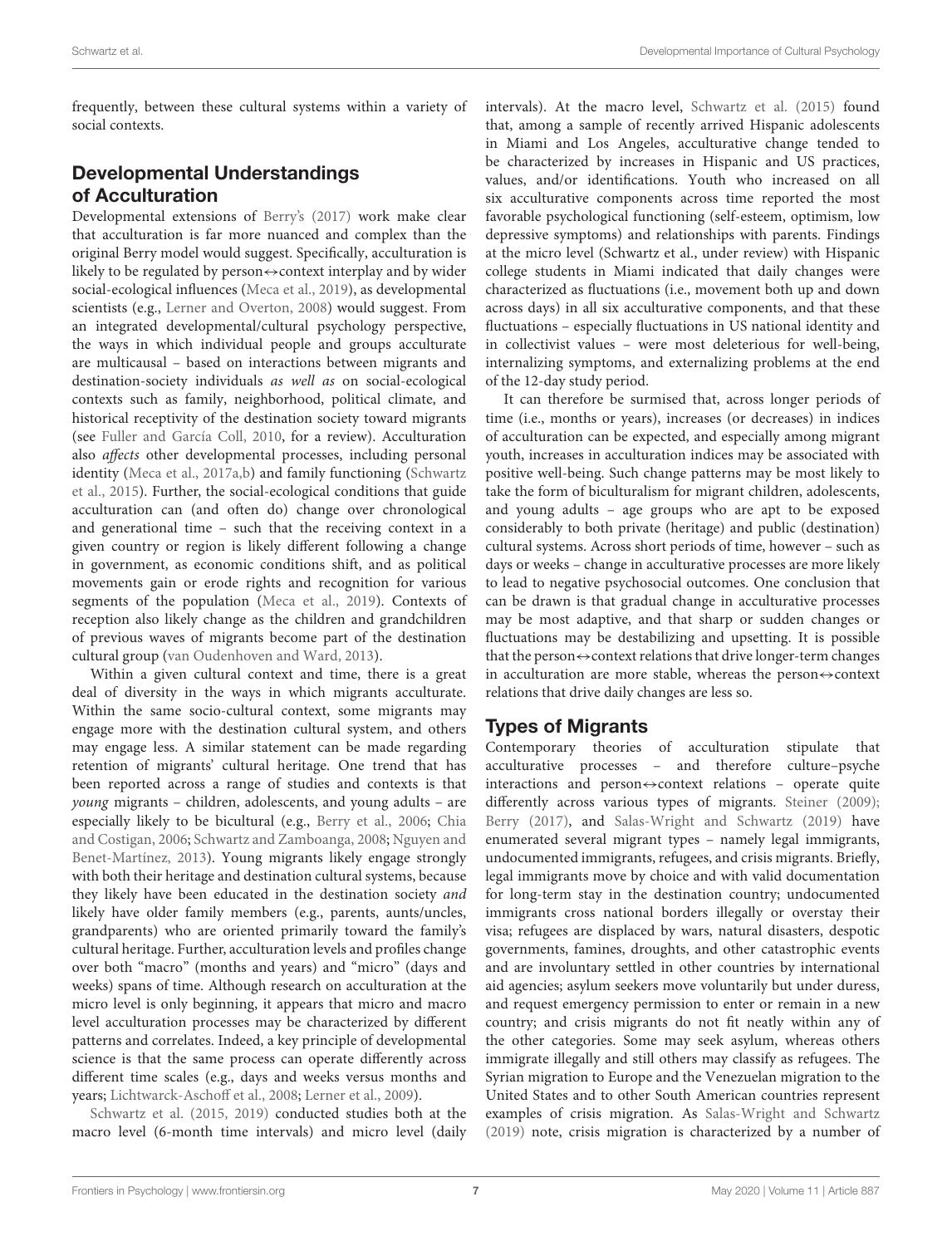frequently, between these cultural systems within a variety of social contexts.

## Developmental Understandings of Acculturation

Developmental extensions of Berry's (2017) work make clear that acculturation is far more nuanced and complex than the original Berry model would suggest. Specifically, acculturation is likely to be regulated by person↔context interplay and by wider social-ecological influences (Meca et al., 2019), as developmental scientists (e.g., Lerner and Overton, 2008) would suggest. From an integrated developmental/cultural psychology perspective, the ways in which individual people and groups acculturate are multicausal – based on interactions between migrants and destination-society individuals *as well as* on social-ecological contexts such as family, neighborhood, political climate, and historical receptivity of the destination society toward migrants (see Fuller and García Coll, 2010, for a review). Acculturation also *affects* other developmental processes, including personal identity (Meca et al., 2017a,b) and family functioning (Schwartz et al., 2015). Further, the social-ecological conditions that guide acculturation can (and often do) change over chronological and generational time – such that the receiving context in a given country or region is likely different following a change in government, as economic conditions shift, and as political movements gain or erode rights and recognition for various segments of the population (Meca et al., 2019). Contexts of reception also likely change as the children and grandchildren of previous waves of migrants become part of the destination cultural group (van Oudenhoven and Ward, 2013).

Within a given cultural context and time, there is a great deal of diversity in the ways in which migrants acculturate. Within the same socio-cultural context, some migrants may engage more with the destination cultural system, and others may engage less. A similar statement can be made regarding retention of migrants' cultural heritage. One trend that has been reported across a range of studies and contexts is that *young* migrants – children, adolescents, and young adults – are especially likely to be bicultural (e.g., Berry et al., 2006; Chia and Costigan, 2006; Schwartz and Zamboanga, 2008; Nguyen and Benet-Martínez, 2013). Young migrants likely engage strongly with both their heritage and destination cultural systems, because they likely have been educated in the destination society *and* likely have older family members (e.g., parents, aunts/uncles, grandparents) who are oriented primarily toward the family's cultural heritage. Further, acculturation levels and profiles change over both "macro" (months and years) and "micro" (days and weeks) spans of time. Although research on acculturation at the micro level is only beginning, it appears that micro and macro level acculturation processes may be characterized by different patterns and correlates. Indeed, a key principle of developmental science is that the same process can operate differently across different time scales (e.g., days and weeks versus months and years; Lichtwarck-Aschoff et al., 2008; Lerner et al., 2009).

Schwartz et al. (2015, 2019) conducted studies both at the macro level (6-month time intervals) and micro level (daily intervals). At the macro level, Schwartz et al. (2015) found that, among a sample of recently arrived Hispanic adolescents in Miami and Los Angeles, acculturative change tended to be characterized by increases in Hispanic and US practices, values, and/or identifications. Youth who increased on all six acculturative components across time reported the most favorable psychological functioning (self-esteem, optimism, low depressive symptoms) and relationships with parents. Findings at the micro level (Schwartz et al., under review) with Hispanic college students in Miami indicated that daily changes were characterized as fluctuations (i.e., movement both up and down across days) in all six acculturative components, and that these fluctuations – especially fluctuations in US national identity and in collectivist values – were most deleterious for well-being, internalizing symptoms, and externalizing problems at the end of the 12-day study period.

It can therefore be surmised that, across longer periods of time (i.e., months or years), increases (or decreases) in indices of acculturation can be expected, and especially among migrant youth, increases in acculturation indices may be associated with positive well-being. Such change patterns may be most likely to take the form of biculturalism for migrant children, adolescents, and young adults – age groups who are apt to be exposed considerably to both private (heritage) and public (destination) cultural systems. Across short periods of time, however – such as days or weeks – change in acculturative processes are more likely to lead to negative psychosocial outcomes. One conclusion that can be drawn is that gradual change in acculturative processes may be most adaptive, and that sharp or sudden changes or fluctuations may be destabilizing and upsetting. It is possible that the person↔context relations that drive longer-term changes in acculturation are more stable, whereas the person↔context relations that drive daily changes are less so.

## Types of Migrants

Contemporary theories of acculturation stipulate that acculturative processes – and therefore culture–psyche interactions and person↔context relations – operate quite differently across various types of migrants. Steiner (2009); Berry (2017), and Salas-Wright and Schwartz (2019) have enumerated several migrant types – namely legal immigrants, undocumented immigrants, refugees, and crisis migrants. Briefly, legal immigrants move by choice and with valid documentation for long-term stay in the destination country; undocumented immigrants cross national borders illegally or overstay their visa; refugees are displaced by wars, natural disasters, despotic governments, famines, droughts, and other catastrophic events and are involuntary settled in other countries by international aid agencies; asylum seekers move voluntarily but under duress, and request emergency permission to enter or remain in a new country; and crisis migrants do not fit neatly within any of the other categories. Some may seek asylum, whereas others immigrate illegally and still others may classify as refugees. The Syrian migration to Europe and the Venezuelan migration to the United States and to other South American countries represent examples of crisis migration. As Salas-Wright and Schwartz (2019) note, crisis migration is characterized by a number of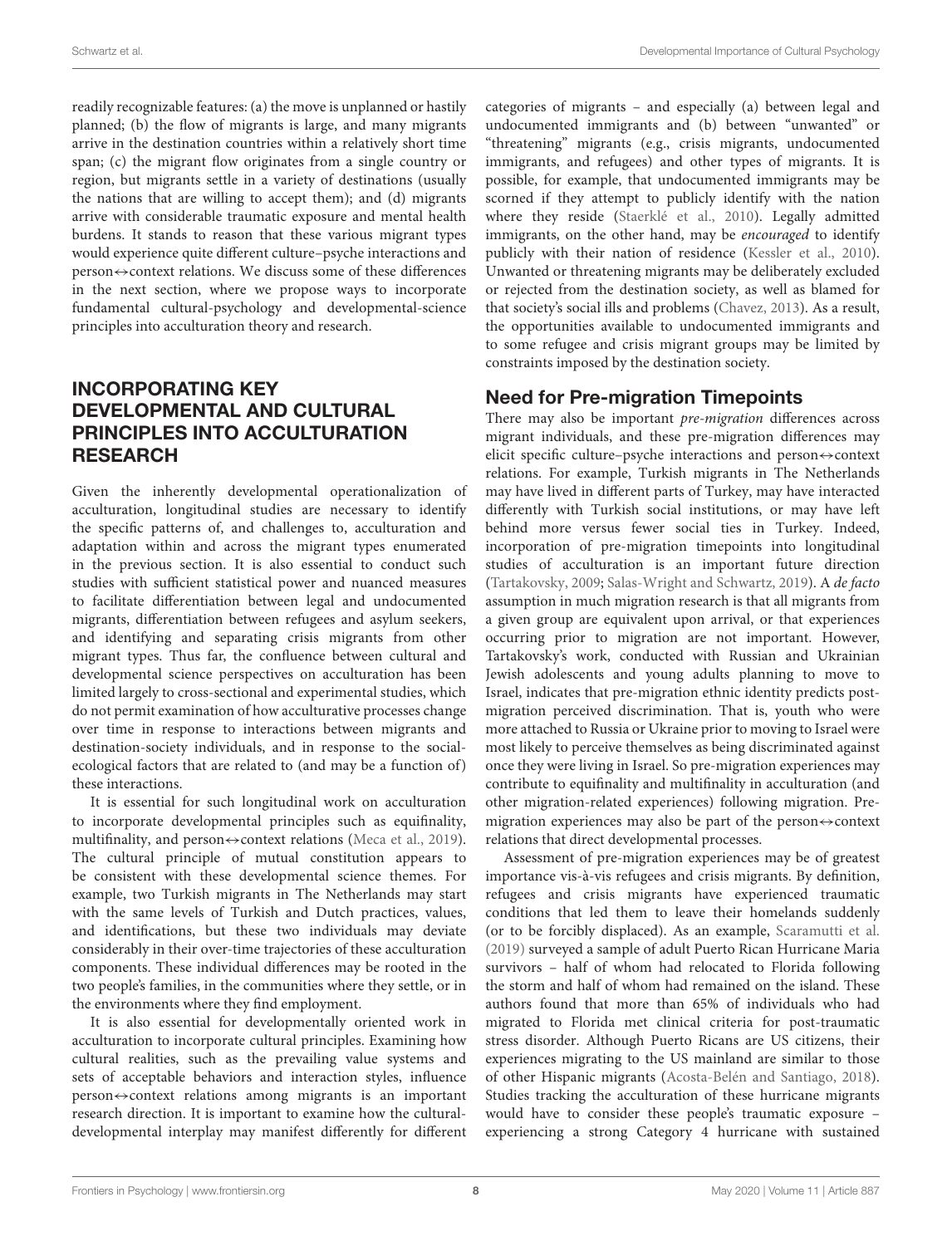readily recognizable features: (a) the move is unplanned or hastily planned; (b) the flow of migrants is large, and many migrants arrive in the destination countries within a relatively short time span; (c) the migrant flow originates from a single country or region, but migrants settle in a variety of destinations (usually the nations that are willing to accept them); and (d) migrants arrive with considerable traumatic exposure and mental health burdens. It stands to reason that these various migrant types would experience quite different culture–psyche interactions and person↔context relations. We discuss some of these differences in the next section, where we propose ways to incorporate fundamental cultural-psychology and developmental-science principles into acculturation theory and research.

## INCORPORATING KEY DEVELOPMENTAL AND CULTURAL PRINCIPLES INTO ACCULTURATION RESEARCH

Given the inherently developmental operationalization of acculturation, longitudinal studies are necessary to identify the specific patterns of, and challenges to, acculturation and adaptation within and across the migrant types enumerated in the previous section. It is also essential to conduct such studies with sufficient statistical power and nuanced measures to facilitate differentiation between legal and undocumented migrants, differentiation between refugees and asylum seekers, and identifying and separating crisis migrants from other migrant types. Thus far, the confluence between cultural and developmental science perspectives on acculturation has been limited largely to cross-sectional and experimental studies, which do not permit examination of how acculturative processes change over time in response to interactions between migrants and destination-society individuals, and in response to the social-ecological factors that are related to (and may be a function of) these interactions.

It is essential for such longitudinal work on acculturation to incorporate developmental principles such as equifinality, multifinality, and person↔context relations (Meca et al., 2019). The cultural principle of mutual constitution appears to be consistent with these developmental science themes. For example, two Turkish migrants in The Netherlands may start with the same levels of Turkish and Dutch practices, values, and identifications, but these two individuals may deviate considerably in their over-time trajectories of these acculturation components. These individual differences may be rooted in the two people's families, in the communities where they settle, or in the environments where they find employment.

It is also essential for developmentally oriented work in acculturation to incorporate cultural principles. Examining how cultural realities, such as the prevailing value systems and sets of acceptable behaviors and interaction styles, influence person↔context relations among migrants is an important research direction. It is important to examine how the cultural-developmental interplay may manifest differently for different categories of migrants – and especially (a) between legal and undocumented immigrants and (b) between "unwanted" or "threatening" migrants (e.g., crisis migrants, undocumented immigrants, and refugees) and other types of migrants. It is possible, for example, that undocumented immigrants may be scorned if they attempt to publicly identify with the nation where they reside (Staerklé et al., 2010). Legally admitted immigrants, on the other hand, may be *encouraged* to identify publicly with their nation of residence (Kessler et al., 2010). Unwanted or threatening migrants may be deliberately excluded or rejected from the destination society, as well as blamed for that society's social ills and problems (Chavez, 2013). As a result, the opportunities available to undocumented immigrants and to some refugee and crisis migrant groups may be limited by constraints imposed by the destination society.

### Need for Pre-migration Timepoints

There may also be important *pre-migration* differences across migrant individuals, and these pre-migration differences may elicit specific culture–psyche interactions and person↔context relations. For example, Turkish migrants in The Netherlands may have lived in different parts of Turkey, may have interacted differently with Turkish social institutions, or may have left behind more versus fewer social ties in Turkey. Indeed, incorporation of pre-migration timepoints into longitudinal studies of acculturation is an important future direction (Tartakovsky, 2009; Salas-Wright and Schwartz, 2019). A *de facto* assumption in much migration research is that all migrants from a given group are equivalent upon arrival, or that experiences occurring prior to migration are not important. However, Tartakovsky's work, conducted with Russian and Ukrainian Jewish adolescents and young adults planning to move to Israel, indicates that pre-migration ethnic identity predicts post-migration perceived discrimination. That is, youth who were most attached to Russia or Ukraine prior to moving to Israel were most likely to perceive themselves as being discriminated against once they were living in Israel. So pre-migration experiences may contribute to equifinality and multifinality in acculturation (and other migration-related experiences) following migration. Pre-migration experiences may also be part of the person↔context relations that direct developmental processes.

Assessment of pre-migration experiences may be of greatest importance vis-à-vis refugees and crisis migrants. By definition, refugees and crisis migrants have experienced traumatic conditions that led them to leave their homelands suddenly (or to be forcibly displaced). As an example, Scaramutti et al. (2019) surveyed a sample of adult Puerto Rican Hurricane Maria survivors – half of whom had relocated to Florida following the storm and half of whom had remained on the island. These authors found that more than 65% of individuals who had migrated to Florida met clinical criteria for post-traumatic stress disorder. Although Puerto Ricans are US citizens, their experiences migrating to the US mainland are similar to those of other Hispanic migrants (Acosta-Belén and Santiago, 2018). Studies tracking the acculturation of these hurricane migrants would have to consider these people's traumatic exposure – experiencing a strong Category 4 hurricane with sustained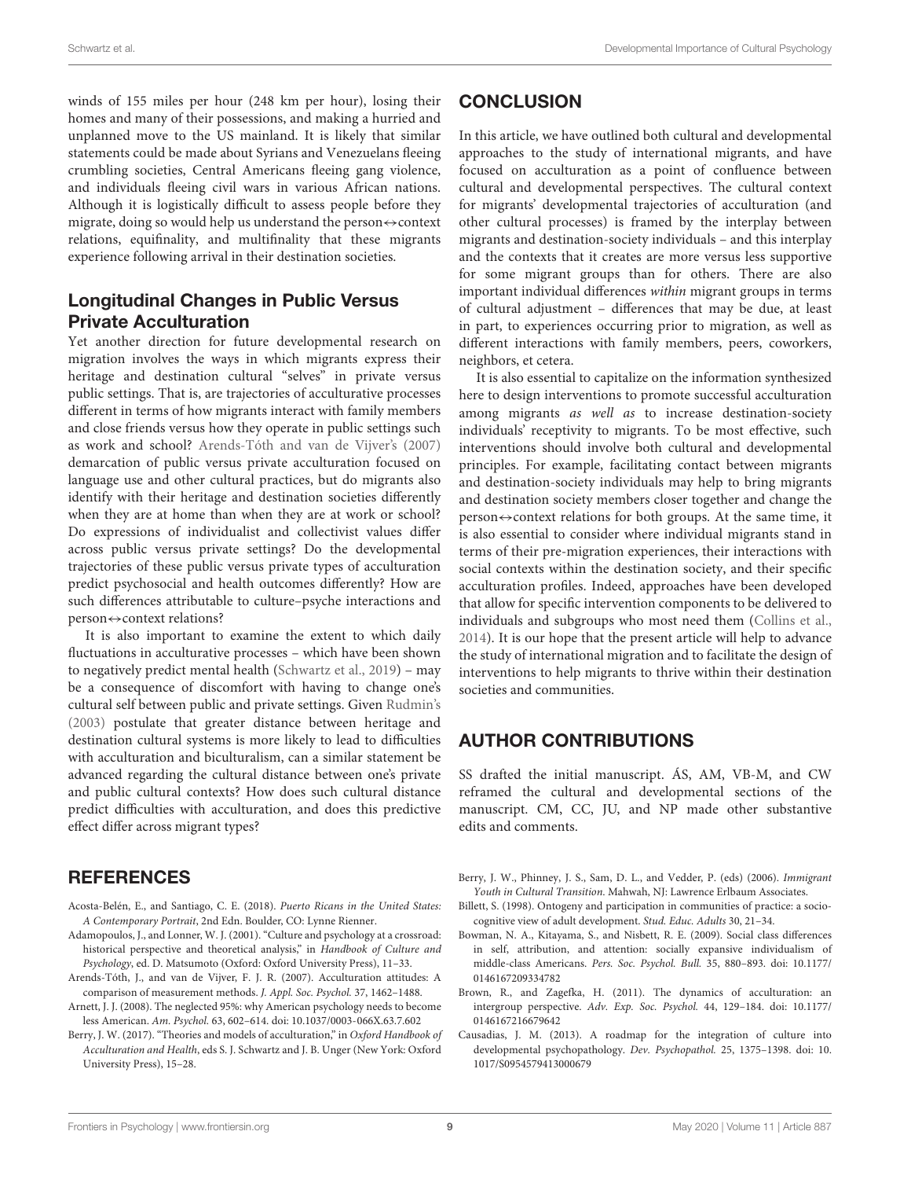winds of 155 miles per hour (248 km per hour), losing their homes and many of their possessions, and making a hurried and unplanned move to the US mainland. It is likely that similar statements could be made about Syrians and Venezuelans fleeing crumbling societies, Central Americans fleeing gang violence, and individuals fleeing civil wars in various African nations. Although it is logistically difficult to assess people before they migrate, doing so would help us understand the person↔context relations, equifinality, and multifinality that these migrants experience following arrival in their destination societies.

### Longitudinal Changes in Public Versus Private Acculturation

Yet another direction for future developmental research on migration involves the ways in which migrants express their heritage and destination cultural "selves" in private versus public settings. That is, are trajectories of acculturative processes different in terms of how migrants interact with family members and close friends versus how they operate in public settings such as work and school? Arends-Tóth and van de Vijver's (2007) demarcation of public versus private acculturation focused on language use and other cultural practices, but do migrants also identify with their heritage and destination societies differently when they are at home than when they are at work or school? Do expressions of individualist and collectivist values differ across public versus private settings? Do the developmental trajectories of these public versus private types of acculturation predict psychosocial and health outcomes differently? How are such differences attributable to culture–psyche interactions and person↔context relations?

It is also important to examine the extent to which daily fluctuations in acculturative processes – which have been shown to negatively predict mental health (Schwartz et al., 2019) – may be a consequence of discomfort with having to change one's cultural self between public and private settings. Given Rudmin's (2003) postulate that greater distance between heritage and destination cultural systems is more likely to lead to difficulties with acculturation and biculturalism, can a similar statement be advanced regarding the cultural distance between one's private and public cultural contexts? How does such cultural distance predict difficulties with acculturation, and does this predictive effect differ across migrant types?

## CONCLUSION

In this article, we have outlined both cultural and developmental approaches to the study of international migrants, and have focused on acculturation as a point of confluence between cultural and developmental perspectives. The cultural context for migrants' developmental trajectories of acculturation (and other cultural processes) is framed by the interplay between migrants and destination-society individuals – and this interplay and the contexts that it creates are more versus less supportive for some migrant groups than for others. There are also important individual differences *within* migrant groups in terms of cultural adjustment – differences that may be due, at least in part, to experiences occurring prior to migration, as well as different interactions with family members, peers, coworkers, neighbors, et cetera.

It is also essential to capitalize on the information synthesized here to design interventions to promote successful acculturation among migrants *as well as* to increase destination-society individuals' receptivity to migrants. To be most effective, such interventions should involve both cultural and developmental principles. For example, facilitating contact between migrants and destination-society individuals may help to bring migrants and destination society members closer together and change the person↔context relations for both groups. At the same time, it is also essential to consider where individual migrants stand in terms of their pre-migration experiences, their interactions with social contexts within the destination society, and their specific acculturation profiles. Indeed, approaches have been developed that allow for specific intervention components to be delivered to individuals and subgroups who most need them (Collins et al., 2014). It is our hope that the present article will help to advance the study of international migration and to facilitate the design of interventions to help migrants to thrive within their destination societies and communities.

## AUTHOR CONTRIBUTIONS

SS drafted the initial manuscript. ÁS, AM, VB-M, and CW reframed the cultural and developmental sections of the manuscript. CM, CC, JU, and NP made other substantive edits and comments.

## REFERENCES

Acosta-Belén, E., and Santiago, C. E. (2018). *Puerto Ricans in the United States: A Contemporary Portrait*, 2nd Edn. Boulder, CO: Lynne Rienner.

Adamopoulos, J., and Lonner, W. J. (2001). "Culture and psychology at a crossroad: historical perspective and theoretical analysis," in *Handbook of Culture and Psychology*, ed. D. Matsumoto (Oxford: Oxford University Press), 11–33.

Arends-Tóth, J., and van de Vijver, F. J. R. (2007). Acculturation attitudes: A comparison of measurement methods. *J. Appl. Soc. Psychol.* 37, 1462–1488.

Arnett, J. J. (2008). The neglected 95%: why American psychology needs to become less American. *Am. Psychol.* 63, 602–614. doi: 10.1037/0003-066X.63.7.602

Berry, J. W. (2017). "Theories and models of acculturation," in *Oxford Handbook of Acculturation and Health*, eds S. J. Schwartz and J. B. Unger (New York: Oxford University Press), 15–28.

Berry, J. W., Phinney, J. S., Sam, D. L., and Vedder, P. (eds) (2006). *Immigrant Youth in Cultural Transition.* Mahwah, NJ: Lawrence Erlbaum Associates.

Billett, S. (1998). Ontogeny and participation in communities of practice: a socio-cognitive view of adult development. *Stud. Educ. Adults* 30, 21–34.

Bowman, N. A., Kitayama, S., and Nisbett, R. E. (2009). Social class differences in self, attribution, and attention: socially expansive individualism of middle-class Americans. *Pers. Soc. Psychol. Bull.* 35, 880–893. doi: 10.1177/0146167209334782

Brown, R., and Zagefka, H. (2011). The dynamics of acculturation: an intergroup perspective. *Adv. Exp. Soc. Psychol.* 44, 129–184. doi: 10.1177/0146167216679642

Causadias, J. M. (2013). A roadmap for the integration of culture into developmental psychopathology. *Dev. Psychopathol.* 25, 1375–1398. doi: 10.1017/S0954579413000679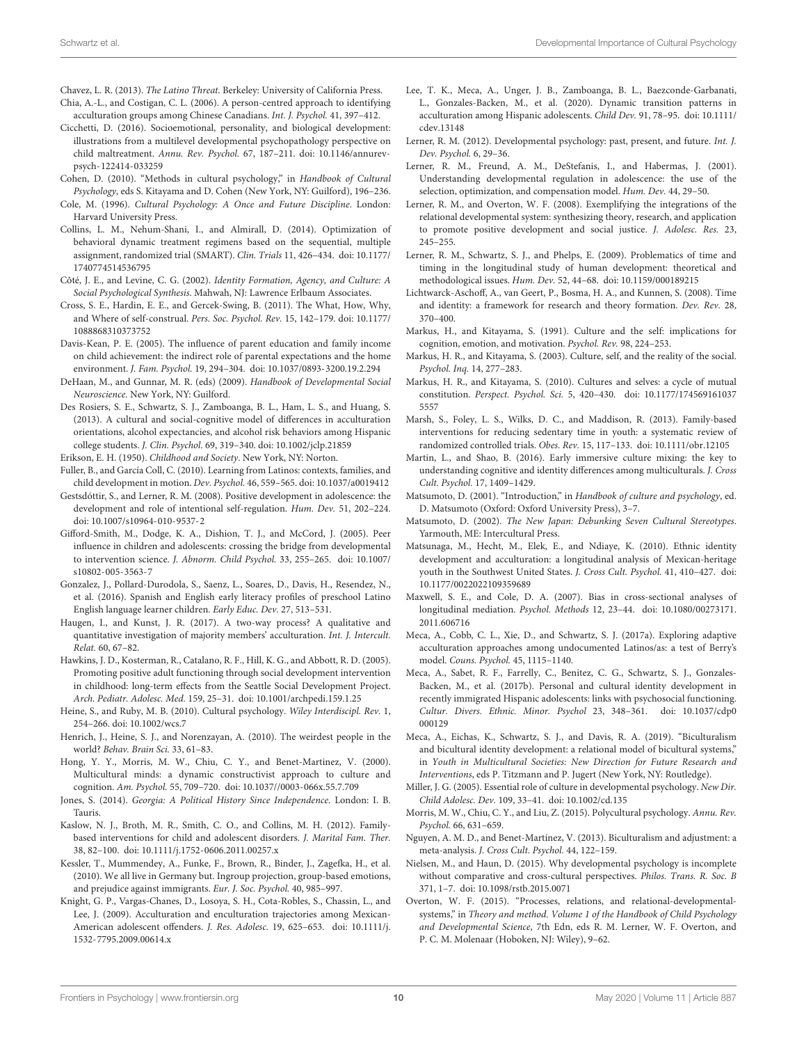Chavez, L. R. (2013). *The Latino Threat*. Berkeley: University of California Press.

Chia, A.-L., and Costigan, C. L. (2006). A person-centred approach to identifying acculturation groups among Chinese Canadians. *Int. J. Psychol.* 41, 397–412.

Cicchetti, D. (2016). Socioemotional, personality, and biological development: illustrations from a multilevel developmental psychopathology perspective on child maltreatment. *Annu. Rev. Psychol.* 67, 187–211. doi: 10.1146/annurev-psych-122414-033259

Cohen, D. (2010). "Methods in cultural psychology," in *Handbook of Cultural Psychology*, eds S. Kitayama and D. Cohen (New York, NY: Guilford), 196–236.

Cole, M. (1996). *Cultural Psychology: A Once and Future Discipline*. London: Harvard University Press.

Collins, L. M., Nehum-Shani, I., and Almirall, D. (2014). Optimization of behavioral dynamic treatment regimens based on the sequential, multiple assignment, randomized trial (SMART). *Clin. Trials* 11, 426–434. doi: 10.1177/1740774514536795

Côté, J. E., and Levine, C. G. (2002). *Identity Formation, Agency, and Culture: A Social Psychological Synthesis*. Mahwah, NJ: Lawrence Erlbaum Associates.

Cross, S. E., Hardin, E. E., and Gercek-Swing, B. (2011). The What, How, Why, and Where of self-construal. *Pers. Soc. Psychol. Rev.* 15, 142–179. doi: 10.1177/1088868310373752

Davis-Kean, P. E. (2005). The influence of parent education and family income on child achievement: the indirect role of parental expectations and the home environment. *J. Fam. Psychol.* 19, 294–304. doi: 10.1037/0893-3200.19.2.294

DeHaan, M., and Gunnar, M. R. (eds) (2009). *Handbook of Developmental Social Neuroscience*. New York, NY: Guilford.

Des Rosiers, S. E., Schwartz, S. J., Zamboanga, B. L., Ham, L. S., and Huang, S. (2013). A cultural and social-cognitive model of differences in acculturation orientations, alcohol expectancies, and alcohol risk behaviors among Hispanic college students. *J. Clin. Psychol.* 69, 319–340. doi: 10.1002/jclp.21859

Erikson, E. H. (1950). *Childhood and Society*. New York, NY: Norton.

Fuller, B., and García Coll, C. (2010). Learning from Latinos: contexts, families, and child development in motion. *Dev. Psychol.* 46, 559–565. doi: 10.1037/a0019412

Gestsdóttir, S., and Lerner, R. M. (2008). Positive development in adolescence: the development and role of intentional self-regulation. *Hum. Dev.* 51, 202–224. doi: 10.1007/s10964-010-9537-2

Gifford-Smith, M., Dodge, K. A., Dishion, T. J., and McCord, J. (2005). Peer influence in children and adolescents: crossing the bridge from developmental to intervention science. *J. Abnorm. Child Psychol.* 33, 255–265. doi: 10.1007/s10802-005-3563-7

Gonzalez, J., Pollard-Durodola, S., Saenz, L., Soares, D., Davis, H., Resendez, N., et al. (2016). Spanish and English early literacy profiles of preschool Latino English language learner children. *Early Educ. Dev.* 27, 513–531.

Haugen, I., and Kunst, J. R. (2017). A two-way process? A qualitative and quantitative investigation of majority members' acculturation. *Int. J. Intercult. Relat.* 60, 67–82.

Hawkins, J. D., Kosterman, R., Catalano, R. F., Hill, K. G., and Abbott, R. D. (2005). Promoting positive adult functioning through social development intervention in childhood: long-term effects from the Seattle Social Development Project. *Arch. Pediatr. Adolesc. Med.* 159, 25–31. doi: 10.1001/archpedi.159.1.25

Heine, S., and Ruby, M. B. (2010). Cultural psychology. *Wiley Interdiscipl. Rev.* 1, 254–266. doi: 10.1002/wcs.7

Henrich, J., Heine, S. J., and Norenzayan, A. (2010). The weirdest people in the world? *Behav. Brain Sci.* 33, 61–83.

Hong, Y. Y., Morris, M. W., Chiu, C. Y., and Benet-Martinez, V. (2000). Multicultural minds: a dynamic constructivist approach to culture and cognition. *Am. Psychol.* 55, 709–720. doi: 10.1037//0003-066x.55.7.709

Jones, S. (2014). *Georgia: A Political History Since Independence*. London: I. B. Tauris.

Kaslow, N. J., Broth, M. R., Smith, C. O., and Collins, M. H. (2012). Family-based interventions for child and adolescent disorders. *J. Marital Fam. Ther.* 38, 82–100. doi: 10.1111/j.1752-0606.2011.00257.x

Kessler, T., Mummendey, A., Funke, F., Brown, R., Binder, J., Zagefka, H., et al. (2010). We all live in Germany but. Ingroup projection, group-based emotions, and prejudice against immigrants. *Eur. J. Soc. Psychol.* 40, 985–997.

Knight, G. P., Vargas-Chanes, D., Losoya, S. H., Cota-Robles, S., Chassin, L., and Lee, J. (2009). Acculturation and enculturation trajectories among Mexican-American adolescent offenders. *J. Res. Adolesc.* 19, 625–653. doi: 10.1111/j.1532-7795.2009.00614.x

Lee, T. K., Meca, A., Unger, J. B., Zamboanga, B. L., Baezconde-Garbanati, L., Gonzales-Backen, M., et al. (2020). Dynamic transition patterns in acculturation among Hispanic adolescents. *Child Dev.* 91, 78–95. doi: 10.1111/cdev.13148

Lerner, R. M. (2012). Developmental psychology: past, present, and future. *Int. J. Dev. Psychol.* 6, 29–36.

Lerner, R. M., Freund, A. M., DeStefanis, I., and Habermas, J. (2001). Understanding developmental regulation in adolescence: the use of the selection, optimization, and compensation model. *Hum. Dev.* 44, 29–50.

Lerner, R. M., and Overton, W. F. (2008). Exemplifying the integrations of the relational developmental system: synthesizing theory, research, and application to promote positive development and social justice. *J. Adolesc. Res.* 23, 245–255.

Lerner, R. M., Schwartz, S. J., and Phelps, E. (2009). Problematics of time and timing in the longitudinal study of human development: theoretical and methodological issues. *Hum. Dev.* 52, 44–68. doi: 10.1159/000189215

Lichtwarck-Aschoff, A., van Geert, P., Bosma, H. A., and Kunnen, S. (2008). Time and identity: a framework for research and theory formation. *Dev. Rev.* 28, 370–400.

Markus, H., and Kitayama, S. (1991). Culture and the self: implications for cognition, emotion, and motivation. *Psychol. Rev.* 98, 224–253.

Markus, H. R., and Kitayama, S. (2003). Culture, self, and the reality of the social. *Psychol. Inq.* 14, 277–283.

Markus, H. R., and Kitayama, S. (2010). Cultures and selves: a cycle of mutual constitution. *Perspect. Psychol. Sci.* 5, 420–430. doi: 10.1177/1745691610375557

Marsh, S., Foley, L. S., Wilks, D. C., and Maddison, R. (2013). Family-based interventions for reducing sedentary time in youth: a systematic review of randomized controlled trials. *Obes. Rev.* 15, 117–133. doi: 10.1111/obr.12105

Martin, L., and Shao, B. (2016). Early immersive culture mixing: the key to understanding cognitive and identity differences among multiculturals. *J. Cross Cult. Psychol.* 17, 1409–1429.

Matsumoto, D. (2001). "Introduction," in *Handbook of culture and psychology*, ed. D. Matsumoto (Oxford: Oxford University Press), 3–7.

Matsumoto, D. (2002). *The New Japan: Debunking Seven Cultural Stereotypes*. Yarmouth, ME: Intercultural Press.

Matsunaga, M., Hecht, M., Elek, E., and Ndiaye, K. (2010). Ethnic identity development and acculturation: a longitudinal analysis of Mexican-heritage youth in the Southwest United States. *J. Cross Cult. Psychol.* 41, 410–427. doi: 10.1177/0022022109359689

Maxwell, S. E., and Cole, D. A. (2007). Bias in cross-sectional analyses of longitudinal mediation. *Psychol. Methods* 12, 23–44. doi: 10.1080/00273171.2011.606716

Meca, A., Cobb, C. L., Xie, D., and Schwartz, S. J. (2017a). Exploring adaptive acculturation approaches among undocumented Latinos/as: a test of Berry's model. *Couns. Psychol.* 45, 1115–1140.

Meca, A., Sabet, R. F., Farrelly, C., Benitez, C. G., Schwartz, S. J., Gonzales-Backen, M., et al. (2017b). Personal and cultural identity development in recently immigrated Hispanic adolescents: links with psychosocial functioning. *Cultur. Divers. Ethnic. Minor. Psychol* 23, 348–361. doi: 10.1037/cdp0000129

Meca, A., Eichas, K., Schwartz, S. J., and Davis, R. A. (2019). "Biculturalism and bicultural identity development: a relational model of bicultural systems," in *Youth in Multicultural Societies: New Direction for Future Research and Interventions*, eds P. Titzmann and P. Jugert (New York, NY: Routledge).

Miller, J. G. (2005). Essential role of culture in developmental psychology. *New Dir. Child Adolesc. Dev.* 109, 33–41. doi: 10.1002/cd.135

Morris, M. W., Chiu, C. Y., and Liu, Z. (2015). Polycultural psychology. *Annu. Rev. Psychol.* 66, 631–659.

Nguyen, A. M. D., and Benet-Martínez, V. (2013). Biculturalism and adjustment: a meta-analysis. *J. Cross Cult. Psychol.* 44, 122–159.

Nielsen, M., and Haun, D. (2015). Why developmental psychology is incomplete without comparative and cross-cultural perspectives. *Philos. Trans. R. Soc. B* 371, 1–7. doi: 10.1098/rstb.2015.0071

Overton, W. F. (2015). "Processes, relations, and relational-developmental-systems," in *Theory and method. Volume 1 of the Handbook of Child Psychology and Developmental Science*, 7th Edn, eds R. M. Lerner, W. F. Overton, and P. C. M. Molenaar (Hoboken, NJ: Wiley), 9–62.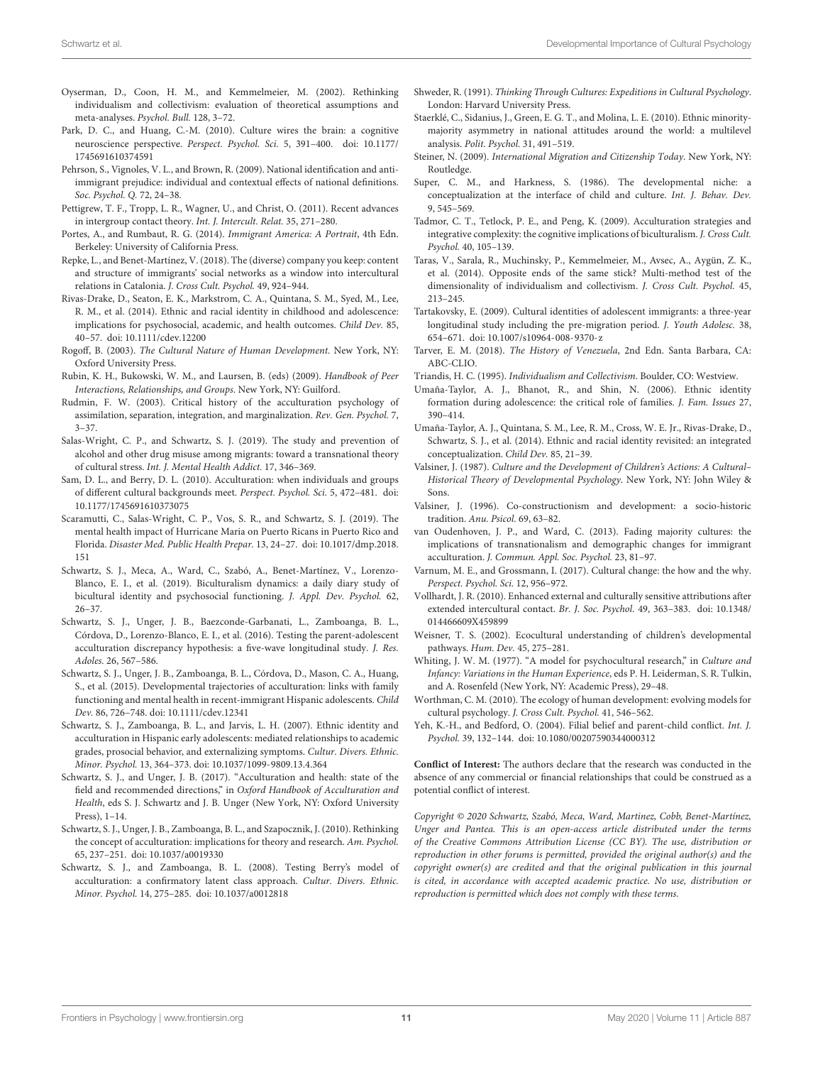Oyserman, D., Coon, H. M., and Kemmelmeier, M. (2002). Rethinking individualism and collectivism: evaluation of theoretical assumptions and meta-analyses. *Psychol. Bull.* 128, 3–72.

Park, D. C., and Huang, C.-M. (2010). Culture wires the brain: a cognitive neuroscience perspective. *Perspect. Psychol. Sci.* 5, 391–400. doi: 10.1177/1745691610374591

Pehrson, S., Vignoles, V. L., and Brown, R. (2009). National identification and anti-immigrant prejudice: individual and contextual effects of national definitions. *Soc. Psychol. Q.* 72, 24–38.

Pettigrew, T. F., Tropp, L. R., Wagner, U., and Christ, O. (2011). Recent advances in intergroup contact theory. *Int. J. Intercult. Relat.* 35, 271–280.

Portes, A., and Rumbaut, R. G. (2014). *Immigrant America: A Portrait*, 4th Edn. Berkeley: University of California Press.

Repke, L., and Benet-Martínez, V. (2018). The (diverse) company you keep: content and structure of immigrants' social networks as a window into intercultural relations in Catalonia. *J. Cross Cult. Psychol.* 49, 924–944.

Rivas-Drake, D., Seaton, E. K., Markstrom, C. A., Quintana, S. M., Syed, M., Lee, R. M., et al. (2014). Ethnic and racial identity in childhood and adolescence: implications for psychosocial, academic, and health outcomes. *Child Dev.* 85, 40–57. doi: 10.1111/cdev.12200

Rogoff, B. (2003). *The Cultural Nature of Human Development*. New York, NY: Oxford University Press.

Rubin, K. H., Bukowski, W. M., and Laursen, B. (eds) (2009). *Handbook of Peer Interactions, Relationships, and Groups*. New York, NY: Guilford.

Rudmin, F. W. (2003). Critical history of the acculturation psychology of assimilation, separation, integration, and marginalization. *Rev. Gen. Psychol.* 7, 3–37.

Salas-Wright, C. P., and Schwartz, S. J. (2019). The study and prevention of alcohol and other drug misuse among migrants: toward a transnational theory of cultural stress. *Int. J. Mental Health Addict.* 17, 346–369.

Sam, D. L., and Berry, D. L. (2010). Acculturation: when individuals and groups of different cultural backgrounds meet. *Perspect. Psychol. Sci.* 5, 472–481. doi: 10.1177/1745691610373075

Scaramutti, C., Salas-Wright, C. P., Vos, S. R., and Schwartz, S. J. (2019). The mental health impact of Hurricane Maria on Puerto Ricans in Puerto Rico and Florida. *Disaster Med. Public Health Prepar.* 13, 24–27. doi: 10.1017/dmp.2018.151

Schwartz, S. J., Meca, A., Ward, C., Szabó, A., Benet-Martínez, V., Lorenzo-Blanco, E. I., et al. (2019). Biculturalism dynamics: a daily diary study of bicultural identity and psychosocial functioning. *J. Appl. Dev. Psychol.* 62, 26–37.

Schwartz, S. J., Unger, J. B., Baezconde-Garbanati, L., Zamboanga, B. L., Córdova, D., Lorenzo-Blanco, E. I., et al. (2016). Testing the parent-adolescent acculturation discrepancy hypothesis: a five-wave longitudinal study. *J. Res. Adoles.* 26, 567–586.

Schwartz, S. J., Unger, J. B., Zamboanga, B. L., Córdova, D., Mason, C. A., Huang, S., et al. (2015). Developmental trajectories of acculturation: links with family functioning and mental health in recent-immigrant Hispanic adolescents. *Child Dev.* 86, 726–748. doi: 10.1111/cdev.12341

Schwartz, S. J., Zamboanga, B. L., and Jarvis, L. H. (2007). Ethnic identity and acculturation in Hispanic early adolescents: mediated relationships to academic grades, prosocial behavior, and externalizing symptoms. *Cultur. Divers. Ethnic. Minor. Psychol.* 13, 364–373. doi: 10.1037/1099-9809.13.4.364

Schwartz, S. J., and Unger, J. B. (2017). "Acculturation and health: state of the field and recommended directions," in *Oxford Handbook of Acculturation and Health*, eds S. J. Schwartz and J. B. Unger (New York, NY: Oxford University Press), 1–14.

Schwartz, S. J., Unger, J. B., Zamboanga, B. L., and Szapocznik, J. (2010). Rethinking the concept of acculturation: implications for theory and research. *Am. Psychol.* 65, 237–251. doi: 10.1037/a0019330

Schwartz, S. J., and Zamboanga, B. L. (2008). Testing Berry's model of acculturation: a confirmatory latent class approach. *Cultur. Divers. Ethnic. Minor. Psychol.* 14, 275–285. doi: 10.1037/a0012818

Shweder, R. (1991). *Thinking Through Cultures: Expeditions in Cultural Psychology*. London: Harvard University Press.

Staerklé, C., Sidanius, J., Green, E. G. T., and Molina, L. E. (2010). Ethnic minority-majority asymmetry in national attitudes around the world: a multilevel analysis. *Polit. Psychol.* 31, 491–519.

Steiner, N. (2009). *International Migration and Citizenship Today*. New York, NY: Routledge.

Super, C. M., and Harkness, S. (1986). The developmental niche: a conceptualization at the interface of child and culture. *Int. J. Behav. Dev.* 9, 545–569.

Tadmor, C. T., Tetlock, P. E., and Peng, K. (2009). Acculturation strategies and integrative complexity: the cognitive implications of biculturalism. *J. Cross Cult. Psychol.* 40, 105–139.

Taras, V., Sarala, R., Muchinsky, P., Kemmelmeier, M., Avsec, A., Aygün, Z. K., et al. (2014). Opposite ends of the same stick? Multi-method test of the dimensionality of individualism and collectivism. *J. Cross Cult. Psychol.* 45, 213–245.

Tartakovsky, E. (2009). Cultural identities of adolescent immigrants: a three-year longitudinal study including the pre-migration period. *J. Youth Adolesc.* 38, 654–671. doi: 10.1007/s10964-008-9370-z

Tarver, E. M. (2018). *The History of Venezuela*, 2nd Edn. Santa Barbara, CA: ABC-CLIO.

Triandis, H. C. (1995). *Individualism and Collectivism*. Boulder, CO: Westview.

Umaña-Taylor, A. J., Bhanot, R., and Shin, N. (2006). Ethnic identity formation during adolescence: the critical role of families. *J. Fam. Issues* 27, 390–414.

Umaña-Taylor, A. J., Quintana, S. M., Lee, R. M., Cross, W. E. Jr., Rivas-Drake, D., Schwartz, S. J., et al. (2014). Ethnic and racial identity revisited: an integrated conceptualization. *Child Dev.* 85, 21–39.

Valsiner, J. (1987). *Culture and the Development of Children's Actions: A Cultural–Historical Theory of Developmental Psychology*. New York, NY: John Wiley & Sons.

Valsiner, J. (1996). Co-constructionism and development: a socio-historic tradition. *Anu. Psicol.* 69, 63–82.

van Oudenhoven, J. P., and Ward, C. (2013). Fading majority cultures: the implications of transnationalism and demographic changes for immigrant acculturation. *J. Commun. Appl. Soc. Psychol.* 23, 81–97.

Varnum, M. E., and Grossmann, I. (2017). Cultural change: the how and the why. *Perspect. Psychol. Sci.* 12, 956–972.

Vollhardt, J. R. (2010). Enhanced external and culturally sensitive attributions after extended intercultural contact. *Br. J. Soc. Psychol.* 49, 363–383. doi: 10.1348/014466609X459899

Weisner, T. S. (2002). Ecocultural understanding of children's developmental pathways. *Hum. Dev.* 45, 275–281.

Whiting, J. W. M. (1977). "A model for psychocultural research," in *Culture and Infancy: Variations in the Human Experience*, eds P. H. Leiderman, S. R. Tulkin, and A. Rosenfeld (New York, NY: Academic Press), 29–48.

Worthman, C. M. (2010). The ecology of human development: evolving models for cultural psychology. *J. Cross Cult. Psychol.* 41, 546–562.

Yeh, K.-H., and Bedford, O. (2004). Filial belief and parent-child conflict. *Int. J. Psychol.* 39, 132–144. doi: 10.1080/00207590344000312

**Conflict of Interest:** The authors declare that the research was conducted in the absence of any commercial or financial relationships that could be construed as a potential conflict of interest.

*Copyright © 2020 Schwartz, Szabó, Meca, Ward, Martinez, Cobb, Benet-Martínez, Unger and Pantea. This is an open-access article distributed under the terms of the Creative Commons Attribution License (CC BY). The use, distribution or reproduction in other forums is permitted, provided the original author(s) and the copyright owner(s) are credited and that the original publication in this journal is cited, in accordance with accepted academic practice. No use, distribution or reproduction is permitted which does not comply with these terms.*